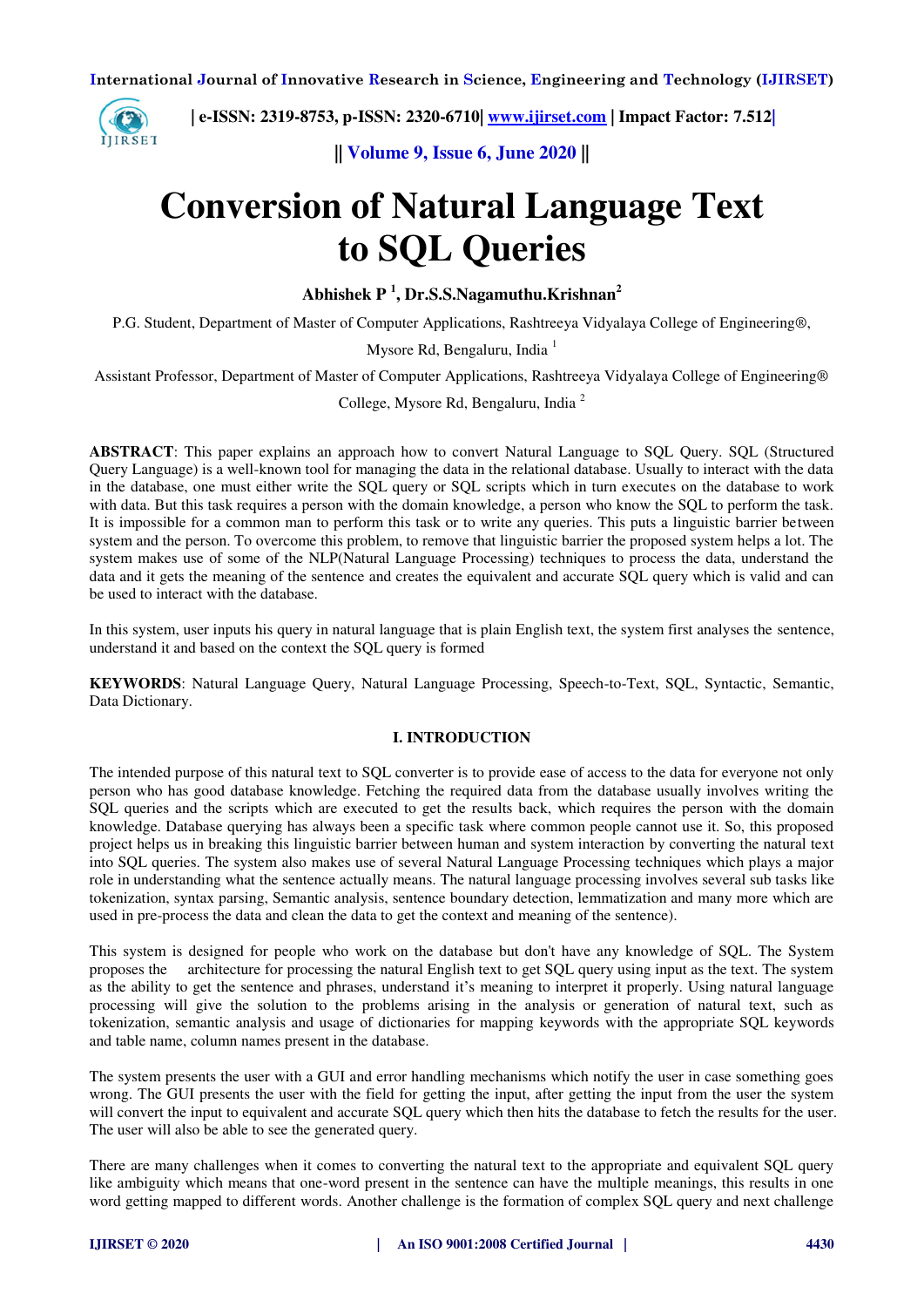# Conversion of Natural Language Text to SQL Queries

**Abhishek P [1], Dr.S.S.Nagamuthu.Krishnan[2]**

P.G. Student, Department of Master of Computer Applications, Rashtreeya Vidyalaya College of Engineering®, Mysore Rd, Bengaluru, India [1]

Assistant Professor, Department of Master of Computer Applications, Rashtreeya Vidyalaya College of Engineering® College, Mysore Rd, Bengaluru, India [2]

**ABSTRACT**: This paper explains an approach how to convert Natural Language to SQL Query. SQL (Structured Query Language) is a well-known tool for managing the data in the relational database. Usually to interact with the data in the database, one must either write the SQL query or SQL scripts which in turn executes on the database to work with data. But this task requires a person with the domain knowledge, a person who know the SQL to perform the task. It is impossible for a common man to perform this task or to write any queries. This puts a linguistic barrier between system and the person. To overcome this problem, to remove that linguistic barrier the proposed system helps a lot. The system makes use of some of the NLP(Natural Language Processing) techniques to process the data, understand the data and it gets the meaning of the sentence and creates the equivalent and accurate SQL query which is valid and can be used to interact with the database.

In this system, user inputs his query in natural language that is plain English text, the system first analyses the sentence, understand it and based on the context the SQL query is formed

**KEYWORDS**: Natural Language Query, Natural Language Processing, Speech-to-Text, SQL, Syntactic, Semantic, Data Dictionary.

## I. INTRODUCTION

The intended purpose of this natural text to SQL converter is to provide ease of access to the data for everyone not only person who has good database knowledge. Fetching the required data from the database usually involves writing the SQL queries and the scripts which are executed to get the results back, which requires the person with the domain knowledge. Database querying has always been a specific task where common people cannot use it. So, this proposed project helps us in breaking this linguistic barrier between human and system interaction by converting the natural text into SQL queries. The system also makes use of several Natural Language Processing techniques which plays a major role in understanding what the sentence actually means. The natural language processing involves several sub tasks like tokenization, syntax parsing, Semantic analysis, sentence boundary detection, lemmatization and many more which are used in pre-process the data and clean the data to get the context and meaning of the sentence).

This system is designed for people who work on the database but don't have any knowledge of SQL. The System proposes the architecture for processing the natural English text to get SQL query using input as the text. The system as the ability to get the sentence and phrases, understand it's meaning to interpret it properly. Using natural language processing will give the solution to the problems arising in the analysis or generation of natural text, such as tokenization, semantic analysis and usage of dictionaries for mapping keywords with the appropriate SQL keywords and table name, column names present in the database.

The system presents the user with a GUI and error handling mechanisms which notify the user in case something goes wrong. The GUI presents the user with the field for getting the input, after getting the input from the user the system will convert the input to equivalent and accurate SQL query which then hits the database to fetch the results for the user. The user will also be able to see the generated query.

There are many challenges when it comes to converting the natural text to the appropriate and equivalent SQL query like ambiguity which means that one-word present in the sentence can have the multiple meanings, this results in one word getting mapped to different words. Another challenge is the formation of complex SQL query and next challenge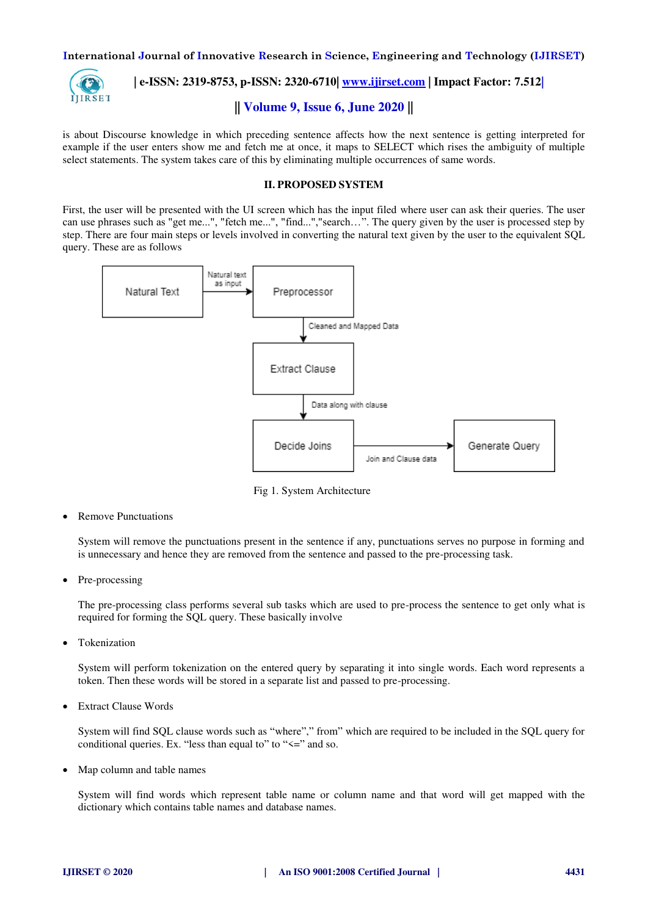is about Discourse knowledge in which preceding sentence affects how the next sentence is getting interpreted for example if the user enters show me and fetch me at once, it maps to SELECT which rises the ambiguity of multiple select statements. The system takes care of this by eliminating multiple occurrences of same words.

## II. PROPOSED SYSTEM

First, the user will be presented with the UI screen which has the input filed where user can ask their queries. The user can use phrases such as "get me...", "fetch me...", "find...","search…". The query given by the user is processed step by step. There are four main steps or levels involved in converting the natural text given by the user to the equivalent SQL query. These are as follows

Natural Text → (Natural text as input) → Preprocessor → (Cleaned and Mapped Data) → Extract Clause → (Data along with clause) → Decide Joins → (Join and Clause data) → Generate Query

Fig 1. System Architecture

- Remove Punctuations

  System will remove the punctuations present in the sentence if any, punctuations serves no purpose in forming and is unnecessary and hence they are removed from the sentence and passed to the pre-processing task.

- Pre-processing

  The pre-processing class performs several sub tasks which are used to pre-process the sentence to get only what is required for forming the SQL query. These basically involve

- Tokenization

  System will perform tokenization on the entered query by separating it into single words. Each word represents a token. Then these words will be stored in a separate list and passed to pre-processing.

- Extract Clause Words

  System will find SQL clause words such as "where"," from" which are required to be included in the SQL query for conditional queries. Ex. "less than equal to" to "<=" and so.

- Map column and table names

  System will find words which represent table name or column name and that word will get mapped with the dictionary which contains table names and database names.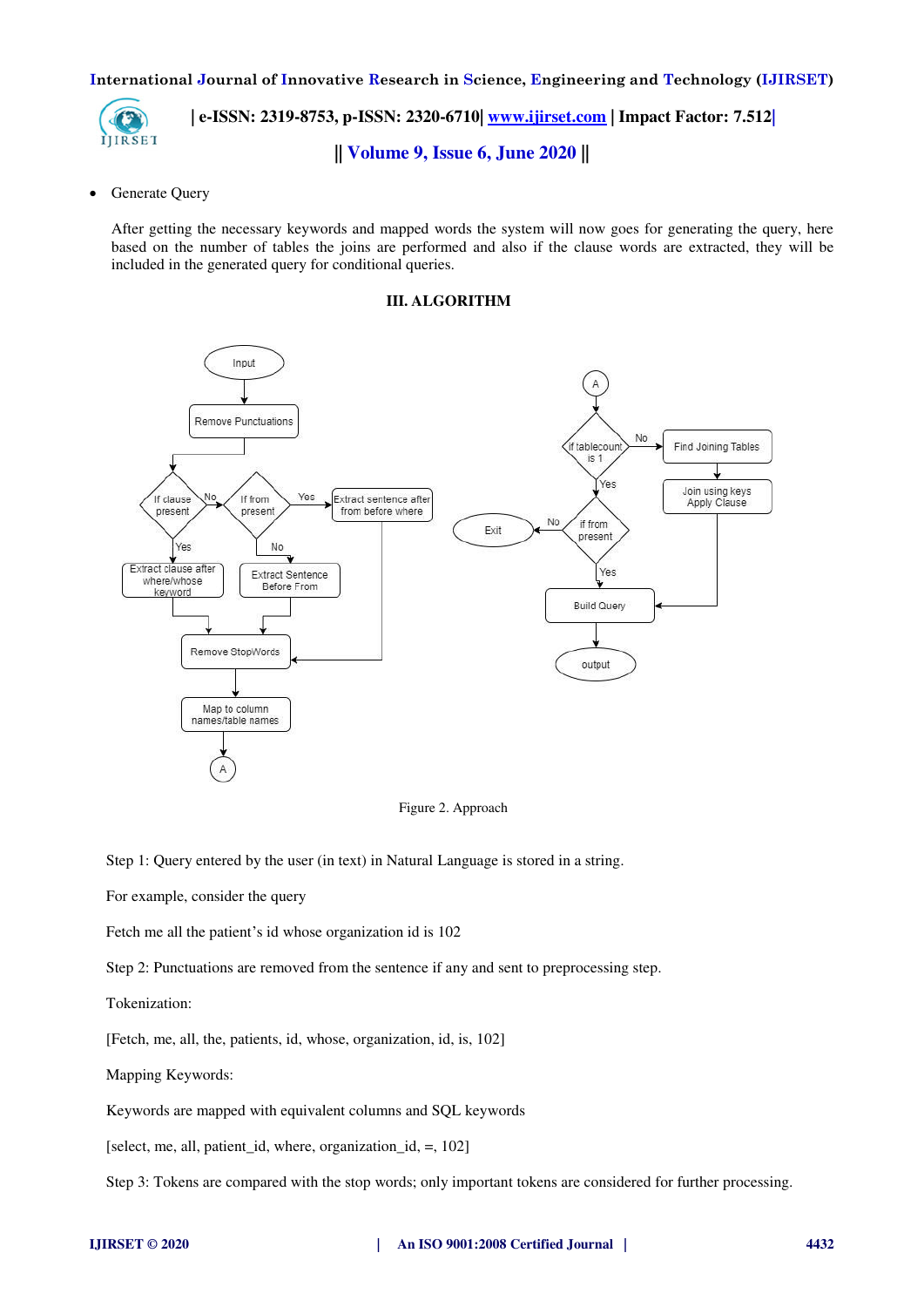- Generate Query

After getting the necessary keywords and mapped words the system will now goes for generating the query, here based on the number of tables the joins are performed and also if the clause words are extracted, they will be included in the generated query for conditional queries.

## III. ALGORITHM

Figure 2. Approach

Step 1: Query entered by the user (in text) in Natural Language is stored in a string.

For example, consider the query

Fetch me all the patient's id whose organization id is 102

Step 2: Punctuations are removed from the sentence if any and sent to preprocessing step.

Tokenization:

[Fetch, me, all, the, patients, id, whose, organization, id, is, 102]

Mapping Keywords:

Keywords are mapped with equivalent columns and SQL keywords

[select, me, all, patient_id, where, organization_id, =, 102]

Step 3: Tokens are compared with the stop words; only important tokens are considered for further processing.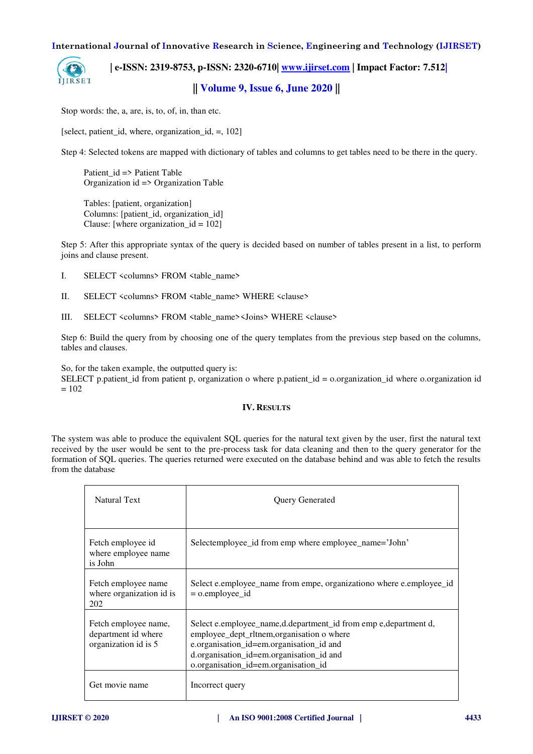Stop words: the, a, are, is, to, of, in, than etc.

[select, patient_id, where, organization_id, =, 102]

Step 4: Selected tokens are mapped with dictionary of tables and columns to get tables need to be there in the query.

Patient_id => Patient Table
Organization id => Organization Table

Tables: [patient, organization]
Columns: [patient_id, organization_id]
Clause: [where organization_id = 102]

Step 5: After this appropriate syntax of the query is decided based on number of tables present in a list, to perform joins and clause present.

I. SELECT <columns> FROM <table_name>

II. SELECT <columns> FROM <table_name> WHERE <clause>

III. SELECT <columns> FROM <table_name><Joins> WHERE <clause>

Step 6: Build the query from by choosing one of the query templates from the previous step based on the columns, tables and clauses.

So, for the taken example, the outputted query is:
SELECT p.patient_id from patient p, organization o where p.patient_id = o.organization_id where o.organization id = 102

## IV. Results

The system was able to produce the equivalent SQL queries for the natural text given by the user, first the natural text received by the user would be sent to the pre-process task for data cleaning and then to the query generator for the formation of SQL queries. The queries returned were executed on the database behind and was able to fetch the results from the database

| Natural Text | Query Generated |
|---|---|
| Fetch employee id where employee name is John | Selectemployee_id from emp where employee_name='John' |
| Fetch employee name where organization id is 202 | Select e.employee_name from empe, organizationo where e.employee_id = o.employee_id |
| Fetch employee name, department id where organization id is 5 | Select e.employee_name,d.department_id from emp e,department d, employee_dept_rltnem,organisation o where e.organisation_id=em.organisation_id and d.organisation_id=em.organisation_id and o.organisation_id=em.organisation_id |
| Get movie name | Incorrect query |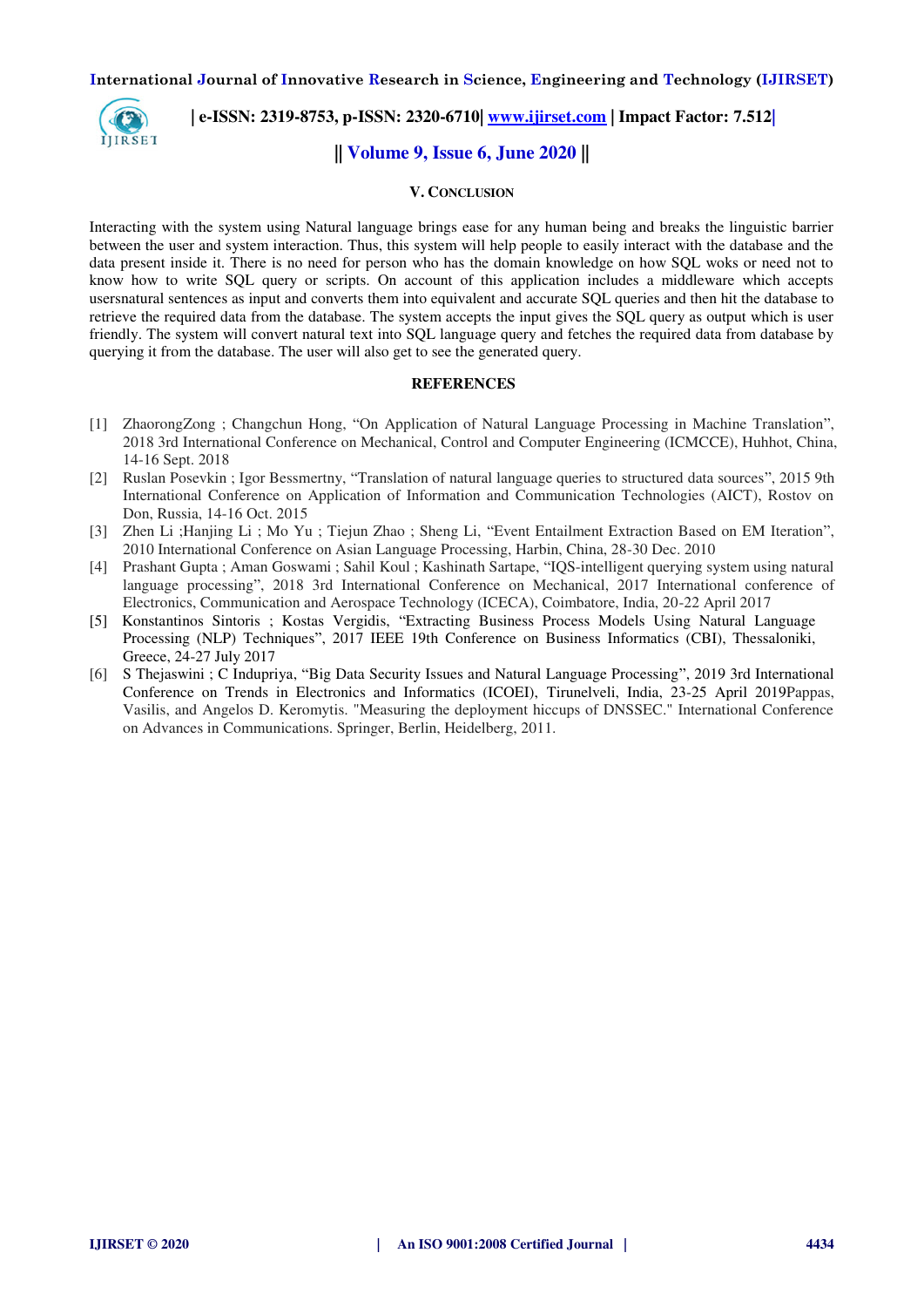## V. CONCLUSION

Interacting with the system using Natural language brings ease for any human being and breaks the linguistic barrier between the user and system interaction. Thus, this system will help people to easily interact with the database and the data present inside it. There is no need for person who has the domain knowledge on how SQL woks or need not to know how to write SQL query or scripts. On account of this application includes a middleware which accepts usersnatural sentences as input and converts them into equivalent and accurate SQL queries and then hit the database to retrieve the required data from the database. The system accepts the input gives the SQL query as output which is user friendly. The system will convert natural text into SQL language query and fetches the required data from database by querying it from the database. The user will also get to see the generated query.

## REFERENCES

[1] ZhaorongZong ; Changchun Hong, "On Application of Natural Language Processing in Machine Translation", 2018 3rd International Conference on Mechanical, Control and Computer Engineering (ICMCCE), Huhhot, China, 14-16 Sept. 2018

[2] Ruslan Posevkin ; Igor Bessmertny, "Translation of natural language queries to structured data sources", 2015 9th International Conference on Application of Information and Communication Technologies (AICT), Rostov on Don, Russia, 14-16 Oct. 2015

[3] Zhen Li ;Hanjing Li ; Mo Yu ; Tiejun Zhao ; Sheng Li, "Event Entailment Extraction Based on EM Iteration", 2010 International Conference on Asian Language Processing, Harbin, China, 28-30 Dec. 2010

[4] Prashant Gupta ; Aman Goswami ; Sahil Koul ; Kashinath Sartape, "IQS-intelligent querying system using natural language processing", 2018 3rd International Conference on Mechanical, 2017 International conference of Electronics, Communication and Aerospace Technology (ICECA), Coimbatore, India, 20-22 April 2017

[5] Konstantinos Sintoris ; Kostas Vergidis, "Extracting Business Process Models Using Natural Language Processing (NLP) Techniques", 2017 IEEE 19th Conference on Business Informatics (CBI), Thessaloniki, Greece, 24-27 July 2017

[6] S Thejaswini ; C Indupriya, "Big Data Security Issues and Natural Language Processing", 2019 3rd International Conference on Trends in Electronics and Informatics (ICOEI), Tirunelveli, India, 23-25 April 2019Pappas, Vasilis, and Angelos D. Keromytis. "Measuring the deployment hiccups of DNSSEC." International Conference on Advances in Communications. Springer, Berlin, Heidelberg, 2011.